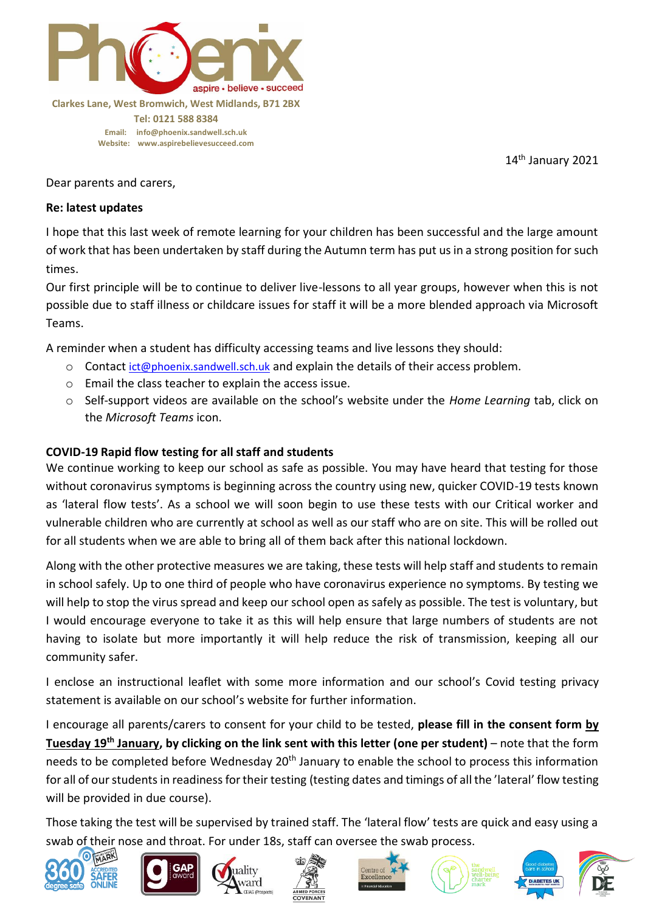Clarkes Lane, West Bromwich, West Midlands, B71 2BX
Tel: 0121 588 8384
Email: info@phoenix.sandwell.sch.uk
Website: www.aspirebelievesucceed.com

14th January 2021

Dear parents and carers,

**Re: latest updates**

I hope that this last week of remote learning for your children has been successful and the large amount of work that has been undertaken by staff during the Autumn term has put us in a strong position for such times.

Our first principle will be to continue to deliver live-lessons to all year groups, however when this is not possible due to staff illness or childcare issues for staff it will be a more blended approach via Microsoft Teams.

A reminder when a student has difficulty accessing teams and live lessons they should:

- Contact ict@phoenix.sandwell.sch.uk and explain the details of their access problem.
- Email the class teacher to explain the access issue.
- Self-support videos are available on the school's website under the *Home Learning* tab, click on the *Microsoft Teams* icon.

**COVID-19 Rapid flow testing for all staff and students**

We continue working to keep our school as safe as possible. You may have heard that testing for those without coronavirus symptoms is beginning across the country using new, quicker COVID-19 tests known as 'lateral flow tests'. As a school we will soon begin to use these tests with our Critical worker and vulnerable children who are currently at school as well as our staff who are on site. This will be rolled out for all students when we are able to bring all of them back after this national lockdown.

Along with the other protective measures we are taking, these tests will help staff and students to remain in school safely. Up to one third of people who have coronavirus experience no symptoms. By testing we will help to stop the virus spread and keep our school open as safely as possible. The test is voluntary, but I would encourage everyone to take it as this will help ensure that large numbers of students are not having to isolate but more importantly it will help reduce the risk of transmission, keeping all our community safer.

I enclose an instructional leaflet with some more information and our school's Covid testing privacy statement is available on our school's website for further information.

I encourage all parents/carers to consent for your child to be tested, **please fill in the consent form by Tuesday 19th January, by clicking on the link sent with this letter (one per student)** – note that the form needs to be completed before Wednesday 20th January to enable the school to process this information for all of our students in readiness for their testing (testing dates and timings of all the 'lateral' flow testing will be provided in due course).

Those taking the test will be supervised by trained staff. The 'lateral flow' tests are quick and easy using a swab of their nose and throat. For under 18s, staff can oversee the swab process.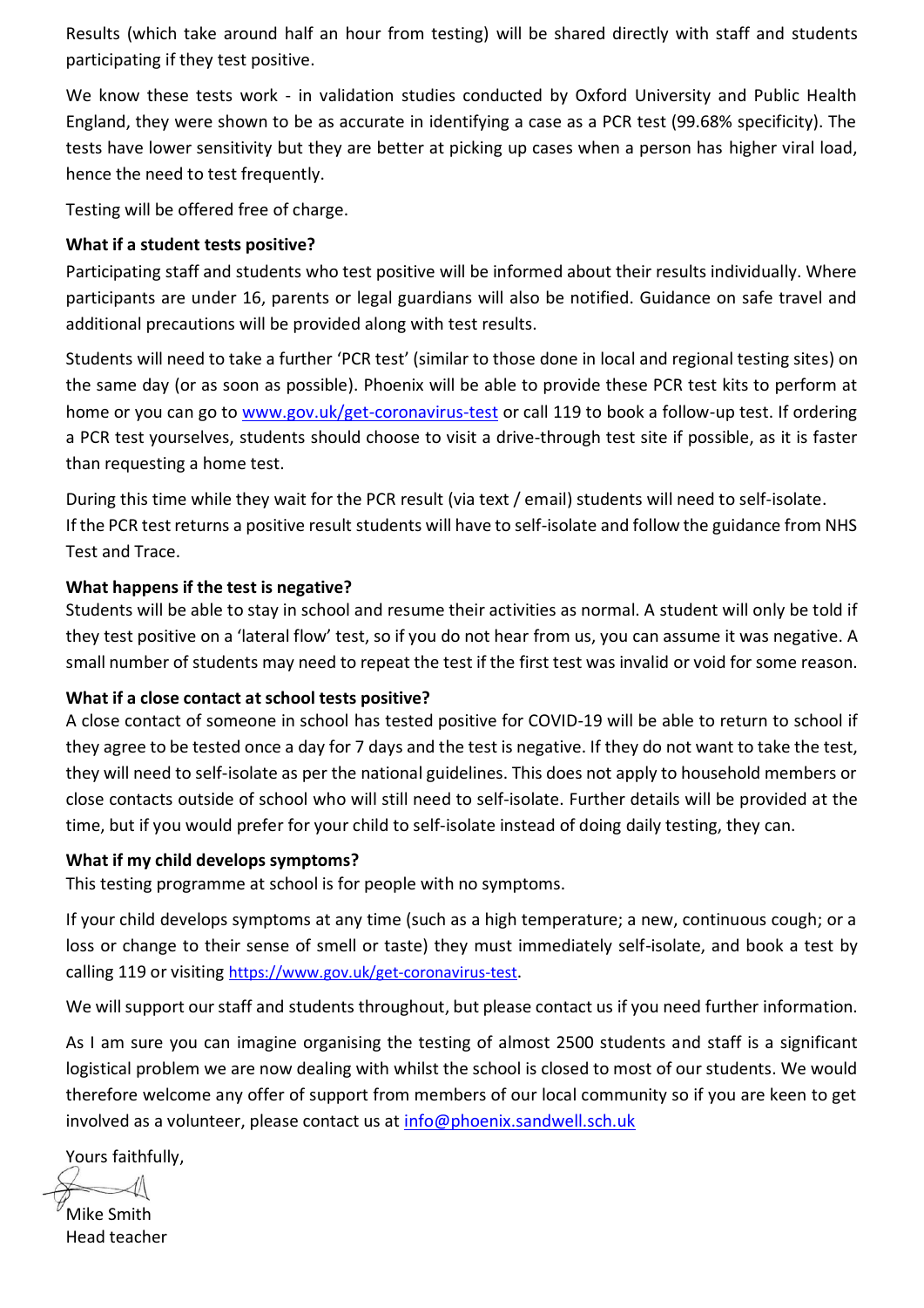Results (which take around half an hour from testing) will be shared directly with staff and students participating if they test positive.

We know these tests work - in validation studies conducted by Oxford University and Public Health England, they were shown to be as accurate in identifying a case as a PCR test (99.68% specificity). The tests have lower sensitivity but they are better at picking up cases when a person has higher viral load, hence the need to test frequently.

Testing will be offered free of charge.

**What if a student tests positive?**

Participating staff and students who test positive will be informed about their results individually. Where participants are under 16, parents or legal guardians will also be notified. Guidance on safe travel and additional precautions will be provided along with test results.

Students will need to take a further 'PCR test' (similar to those done in local and regional testing sites) on the same day (or as soon as possible). Phoenix will be able to provide these PCR test kits to perform at home or you can go to [www.gov.uk/get-coronavirus-test](http://www.gov.uk/get-coronavirus-test) or call 119 to book a follow-up test. If ordering a PCR test yourselves, students should choose to visit a drive-through test site if possible, as it is faster than requesting a home test.

During this time while they wait for the PCR result (via text / email) students will need to self-isolate. If the PCR test returns a positive result students will have to self-isolate and follow the guidance from NHS Test and Trace.

**What happens if the test is negative?**

Students will be able to stay in school and resume their activities as normal. A student will only be told if they test positive on a 'lateral flow' test, so if you do not hear from us, you can assume it was negative. A small number of students may need to repeat the test if the first test was invalid or void for some reason.

**What if a close contact at school tests positive?**

A close contact of someone in school has tested positive for COVID-19 will be able to return to school if they agree to be tested once a day for 7 days and the test is negative. If they do not want to take the test, they will need to self-isolate as per the national guidelines. This does not apply to household members or close contacts outside of school who will still need to self-isolate. Further details will be provided at the time, but if you would prefer for your child to self-isolate instead of doing daily testing, they can.

**What if my child develops symptoms?**

This testing programme at school is for people with no symptoms.

If your child develops symptoms at any time (such as a high temperature; a new, continuous cough; or a loss or change to their sense of smell or taste) they must immediately self-isolate, and book a test by calling 119 or visiting [https://www.gov.uk/get-coronavirus-test](https://www.gov.uk/get-coronavirus-test).

We will support our staff and students throughout, but please contact us if you need further information.

As I am sure you can imagine organising the testing of almost 2500 students and staff is a significant logistical problem we are now dealing with whilst the school is closed to most of our students. We would therefore welcome any offer of support from members of our local community so if you are keen to get involved as a volunteer, please contact us at [info@phoenix.sandwell.sch.uk](mailto:info@phoenix.sandwell.sch.uk)

Yours faithfully,

Mike Smith
Head teacher